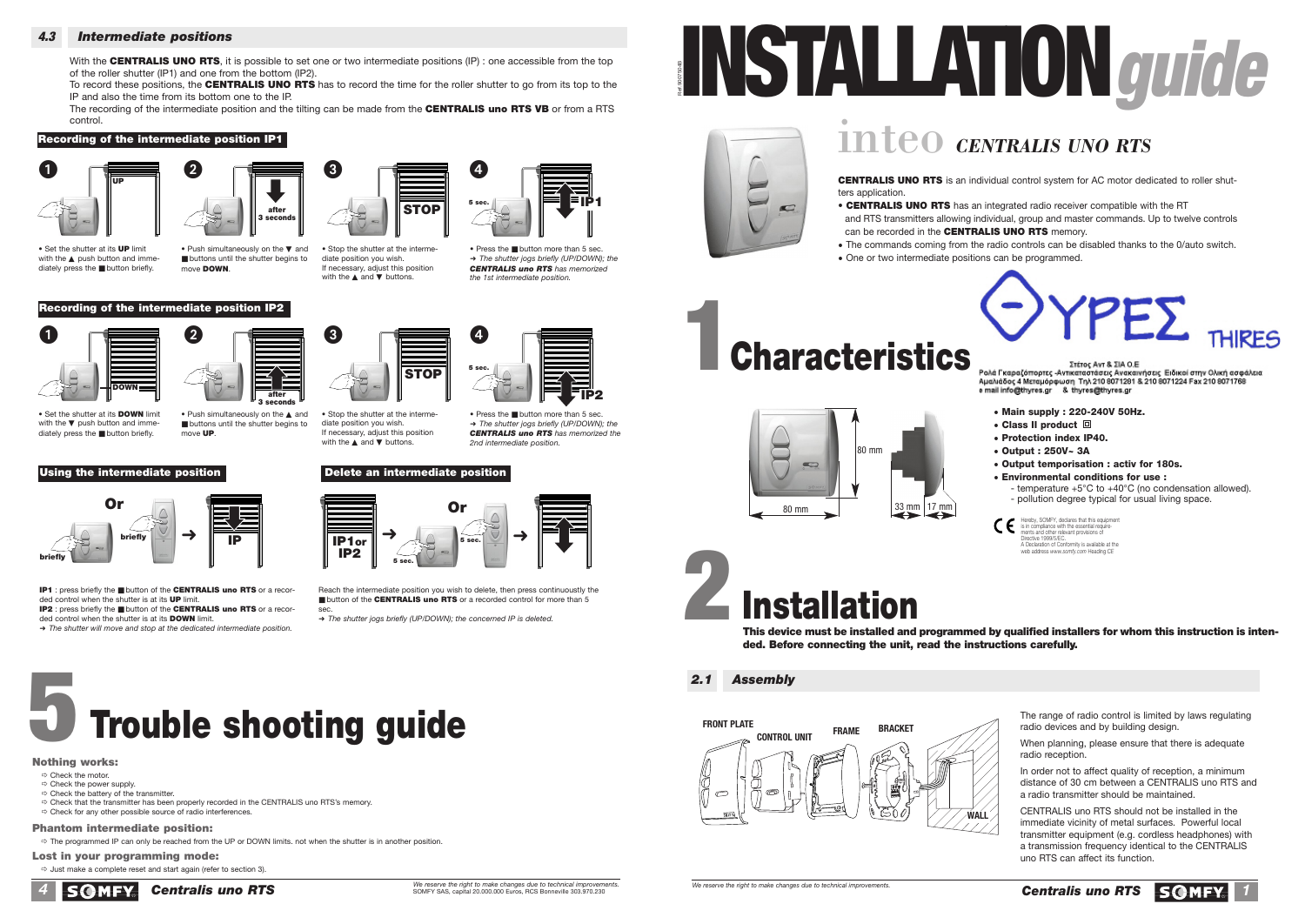## 4.3 Intermediate positions

With the **CENTRALIS UNO RTS**, it is possible to set one or two intermediate positions (IP) : one accessible from the top of the roller shutter (IP1) and one from the bottom (IP2).
To record these positions, the **CENTRALIS UNO RTS** has to record the time for the roller shutter to go from its top to the IP and also the time from its bottom one to the IP.
The recording of the intermediate position and the tilting can be made from the **CENTRALIS uno RTS VB** or from a RTS control.

### Recording of the intermediate position IP1

1. • Set the shutter at its **UP** limit with the ▲ push button and immediately press the ■ button briefly.
2. • Push simultaneously on the ▼ and ■ buttons until the shutter begins to move **DOWN**.
3. • Stop the shutter at the intermediate position you wish. If necessary, adjust this position with the ▲ and ▼ buttons.
4. • Press the ■ button more than 5 sec. ➔ *The shutter jogs briefly (UP/DOWN); the **CENTRALIS uno RTS** has memorized the 1st intermediate position.*

### Recording of the intermediate position IP2

1. • Set the shutter at its **DOWN** limit with the ▼ push button and immediately press the ■ button briefly.
2. • Push simultaneously on the ▲ and ■ buttons until the shutter begins to move **UP**.
3. • Stop the shutter at the intermediate position you wish. If necessary, adjust this position with the ▲ and ▼ buttons.
4. • Press the ■ button more than 5 sec. ➔ *The shutter jogs briefly (UP/DOWN); the **CENTRALIS uno RTS** has memorized the 2nd intermediate position.*

### Using the intermediate position

**IP1** : press briefly the ■ button of the **CENTRALIS uno RTS** or a recorded control when the shutter is at its **UP** limit.
**IP2** : press briefly the ■ button of the **CENTRALIS uno RTS** or a recorded control when the shutter is at its **DOWN** limit.
➔ *The shutter will move and stop at the dedicated intermediate position.*

### Delete an intermediate position

Reach the intermediate position you wish to delete, then press continuously the ■ button of the **CENTRALIS uno RTS** or a recorded control for more than 5 sec.
➔ *The shutter jogs briefly (UP/DOWN); the concerned IP is deleted.*

# 5 Trouble shooting guide

### Nothing works:

- ⇨ Check the motor.
- ⇨ Check the power supply.
- ⇨ Check the battery of the transmitter.
- ⇨ Check that the transmitter has been properly recorded in the CENTRALIS uno RTS's memory.
- ⇨ Check for any other possible source of radio interferences.

### Phantom intermediate position:

- ⇨ The programmed IP can only be reached from the UP or DOWN limits. not when the shutter is in another position.

### Lost in your programming mode:

- ⇨ Just make a complete reset and start again (refer to section 3).

*We reserve the right to make changes due to technical improvements.*
SOMFY SAS, capital 20.000.000 Euros, RCS Bonneville 303.970.230

# INSTALLATION guide

## inteo *CENTRALIS UNO RTS*

**CENTRALIS UNO RTS** is an individual control system for AC motor dedicated to roller shutters application.

- **CENTRALIS UNO RTS** has an integrated radio receiver compatible with the RT and RTS transmitters allowing individual, group and master commands. Up to twelve controls can be recorded in the **CENTRALIS UNO RTS** memory.
- The commands coming from the radio controls can be disabled thanks to the 0/auto switch.
- One or two intermediate positions can be programmed.

ΘΥΡΕΣ THIRES
Στέτος Αντ & ΣΙΑ Ο.Ε
Ρολά Γκαραζόπορτες -Αντικαταστάσεις Ανακαινήσεις Ειδικοί στην Ολική ασφάλεια
Αμαλιάδος 4 Μεταμόρφωση Τηλ 210 8071281 & 210 8071224 Fax 210 8071768
e mail info@thyres.gr & thyres@thyres.gr

# 1 Characteristics

80 mm × 80 mm; depth 33 mm, 17 mm

- **Main supply : 220-240V 50Hz.**
- **Class II product** ▣
- **Protection index IP40.**
- **Output : 250V~ 3A**
- **Output temporisation : activ for 180s.**
- **Environmental conditions for use :**
  - temperature +5°C to +40°C (no condensation allowed).
  - pollution degree typical for usual living space.

CE Hereby, SOMFY, declares that this equipment is in compliance with the essential requirements and other relevant provisions of Directive 1999/5/EC. A Declaration of Conformity is available at the web address www.somfy.com Heading CE

# 2 Installation

**This device must be installed and programmed by qualified installers for whom this instruction is intended. Before connecting the unit, read the instructions carefully.**

## 2.1 Assembly

FRONT PLATE, CONTROL UNIT, FRAME, BRACKET, WALL

The range of radio control is limited by laws regulating radio devices and by building design.

When planning, please ensure that there is adequate radio reception.

In order not to affect quality of reception, a minimum distance of 30 cm between a CENTRALIS uno RTS and a radio transmitter should be maintained.

CENTRALIS uno RTS should not be installed in the immediate vicinity of metal surfaces. Powerful local transmitter equipment (e.g. cordless headphones) with a transmission frequency identical to the CENTRALIS uno RTS can affect its function.

*We reserve the right to make changes due to technical improvements.*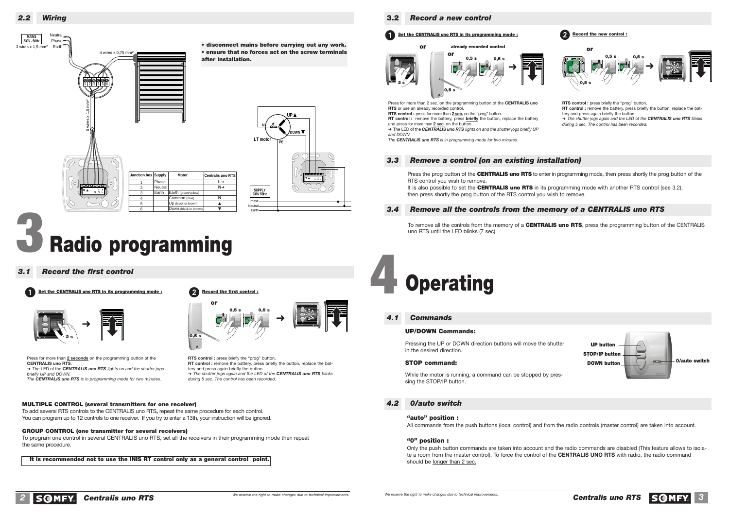## 2.2 Wiring

MAINS 230V - 50Hz
3 wires x 1,5 mm²
Neutral
Phase
Earth
4 wires x 0,75 mm²
5 wires x 1,5 mm²

- **disconnect mains before carrying out any work.**
- **ensure that no forces act on the screw terminals after installation.**

| Junction box | Supply | Motor | Centralis uno RTS |
|---|---|---|---|
| 1 | Phase | | L→ |
| 2 | Neutral | | N→ |
| 3 | Earth | Earth (green/yellow) | |
| 4 | | Common (blue) | N |
| 5 | | Up (black or brown) | ▲ |
| 6 | | Down (black or brown) | ▼ |

LT motor
UP ▲
DOWN ▼
N
PE
SUPPLY 230V 50Hz
Phase
Neutral
Earth

# 3 Radio programming

## 3.1 Record the first control

**1 Set the CENTRALIS uno RTS in its programming mode :**

2 s

Press for more than **2 seconds** on the programming button of the **CENTRALIS uno RTS**.

→ *The LED of the **CENTRALIS uno RTS** lights on and the shutter jogs briefly UP and DOWN.*

*The **CENTRALIS uno RTS** is in programming mode for two minutes.*

**2 Record the first control :**

or
0,5 s 0,5 s
0,5 s

**RTS control :** press briefly the "prog" button.

**RT control :** remove the battery, press briefly the button, replace the battery and press again briefly the button.

→ *The shutter jogs again and the LED of the **CENTRALIS uno RTS** blinks during 5 sec. The control has been recorded.*

**MULTIPLE CONTROL (several transmitters for one receiver)**

To add several RTS controls to the CENTRALIS uno RTS**,** repeat the same procedure for each control.
You can program up to 12 controls to one receiver. If you try to enter a 13th, your instruction will be ignored.

**GROUP CONTROL (one transmitter for several receivers)**

To program one control in several CENTRALIS uno RTS, set all the receivers in their programming mode then repeat the same procedure.

**It is recommended not to use the INIS RT control only as a general control point.**

## 3.2 Record a new control

**1 Set the CENTRALIS uno RTS in its programming mode :**

or
already recorded control
or
0,5 s 0,5 s
2 s
0,5 s

Press for more than 2 sec. on the programming button of the **CENTRALIS uno RTS** or use an already recorded control.

**RTS control :** press for more than **2 sec.** on the "prog" button.

**RT control :** remove the battery, press **briefly** the button, replace the battery and press for more than **2 sec.** on the button.

→ *The LED of the **CENTRALIS uno RTS** lights on and the shutter jogs briefly UP and DOWN.*

*The **CENTRALIS uno RTS** is in programming mode for two minutes.*

**2 Record the new control :**

or
0,5 s 0,5 s
0,5 s

**RTS control :** press briefly the "prog" button.

**RT control :** remove the battery, press briefly the button, replace the battery and press again briefly the button.

→ *The shutter jogs again and the LED of the **CENTRALIS uno RTS** blinks during 5 sec. The control has been recorded.*

## 3.3 Remove a control (on an existing installation)

Press the prog button of the **CENTRALIS uno RTS** to enter in programming mode, then press shortly the prog button of the RTS control you wish to remove.

It is also possible to set the **CENTRALIS uno RTS** in its programming mode with another RTS control (see 3.2), then press shortly the prog button of the RTS control you wish to remove.

## 3.4 Remove all the controls from the memory of a CENTRALIS uno RTS

To remove all the controls from the memory of a **CENTRALIS uno RTS**, press the programming button of the CENTRALIS uno RTS until the LED blinks (7 sec).

# 4 Operating

## 4.1 Commands

**UP/DOWN Commands:**

Pressing the UP or DOWN direction buttons will move the shutter in the desired direction.

**STOP command:**

While the motor is running, a command can be stopped by pressing the STOP/IP button.

UP button
STOP/IP button
DOWN button
0/auto switch

## 4.2 0/auto switch

**"auto" position :**

All commands from the push buttons (local control) and from the radio controls (master control) are taken into account.

**"0" position :**

Only the push button commands are taken into account and the radio commands are disabled (This feature allows to isolate a room from the master control). To force the control of the **CENTRALIS UNO RTS** with radio, the radio command should be longer than 2 sec.